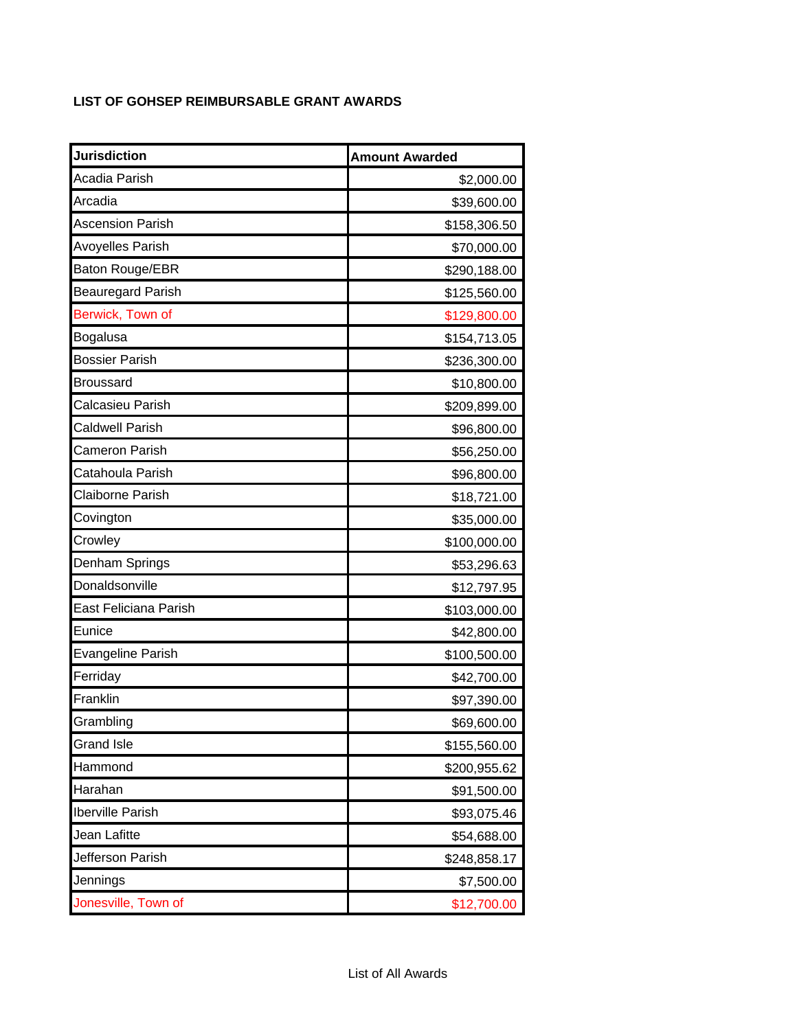**LIST OF GOHSEP REIMBURSABLE GRANT AWARDS**

| Jurisdiction | Amount Awarded |
|---|---:|
| Acadia Parish | $2,000.00 |
| Arcadia | $39,600.00 |
| Ascension Parish | $158,306.50 |
| Avoyelles Parish | $70,000.00 |
| Baton Rouge/EBR | $290,188.00 |
| Beauregard Parish | $125,560.00 |
| Berwick, Town of | $129,800.00 |
| Bogalusa | $154,713.05 |
| Bossier Parish | $236,300.00 |
| Broussard | $10,800.00 |
| Calcasieu Parish | $209,899.00 |
| Caldwell Parish | $96,800.00 |
| Cameron Parish | $56,250.00 |
| Catahoula Parish | $96,800.00 |
| Claiborne Parish | $18,721.00 |
| Covington | $35,000.00 |
| Crowley | $100,000.00 |
| Denham Springs | $53,296.63 |
| Donaldsonville | $12,797.95 |
| East Feliciana Parish | $103,000.00 |
| Eunice | $42,800.00 |
| Evangeline Parish | $100,500.00 |
| Ferriday | $42,700.00 |
| Franklin | $97,390.00 |
| Grambling | $69,600.00 |
| Grand Isle | $155,560.00 |
| Hammond | $200,955.62 |
| Harahan | $91,500.00 |
| Iberville Parish | $93,075.46 |
| Jean Lafitte | $54,688.00 |
| Jefferson Parish | $248,858.17 |
| Jennings | $7,500.00 |
| Jonesville, Town of | $12,700.00 |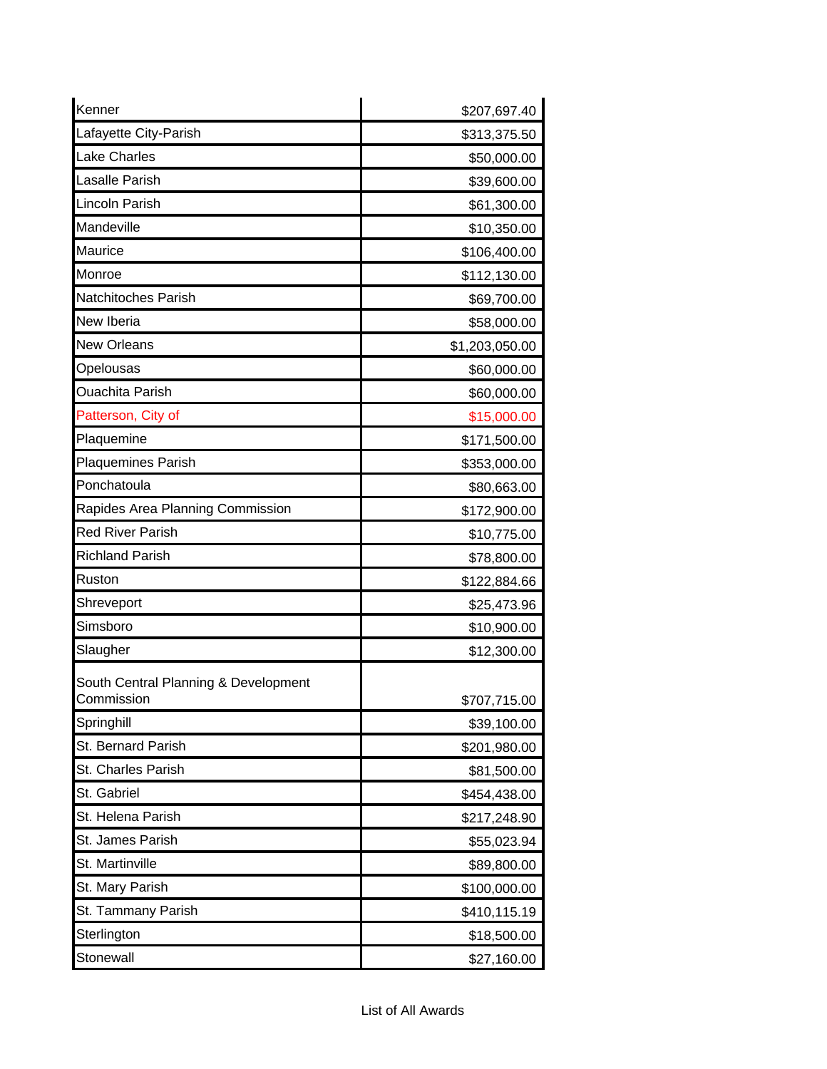| | |
|---|---|
| Kenner | $207,697.40 |
| Lafayette City-Parish | $313,375.50 |
| Lake Charles | $50,000.00 |
| Lasalle Parish | $39,600.00 |
| Lincoln Parish | $61,300.00 |
| Mandeville | $10,350.00 |
| Maurice | $106,400.00 |
| Monroe | $112,130.00 |
| Natchitoches Parish | $69,700.00 |
| New Iberia | $58,000.00 |
| New Orleans | $1,203,050.00 |
| Opelousas | $60,000.00 |
| Ouachita Parish | $60,000.00 |
| Patterson, City of | $15,000.00 |
| Plaquemine | $171,500.00 |
| Plaquemines Parish | $353,000.00 |
| Ponchatoula | $80,663.00 |
| Rapides Area Planning Commission | $172,900.00 |
| Red River Parish | $10,775.00 |
| Richland Parish | $78,800.00 |
| Ruston | $122,884.66 |
| Shreveport | $25,473.96 |
| Simsboro | $10,900.00 |
| Slaughter | $12,300.00 |
| South Central Planning & Development Commission | $707,715.00 |
| Springhill | $39,100.00 |
| St. Bernard Parish | $201,980.00 |
| St. Charles Parish | $81,500.00 |
| St. Gabriel | $454,438.00 |
| St. Helena Parish | $217,248.90 |
| St. James Parish | $55,023.94 |
| St. Martinville | $89,800.00 |
| St. Mary Parish | $100,000.00 |
| St. Tammany Parish | $410,115.19 |
| Sterlington | $18,500.00 |
| Stonewall | $27,160.00 |

List of All Awards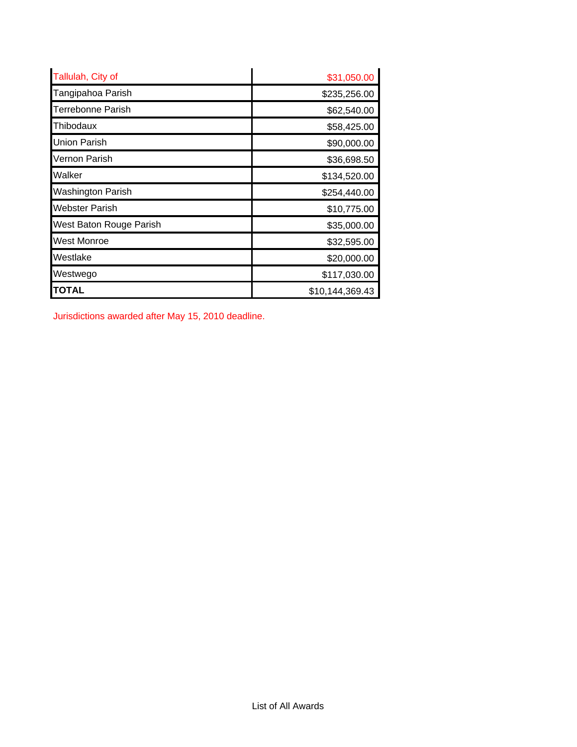| | |
|---|---|
| Tallulah, City of | $31,050.00 |
| Tangipahoa Parish | $235,256.00 |
| Terrebonne Parish | $62,540.00 |
| Thibodaux | $58,425.00 |
| Union Parish | $90,000.00 |
| Vernon Parish | $36,698.50 |
| Walker | $134,520.00 |
| Washington Parish | $254,440.00 |
| Webster Parish | $10,775.00 |
| West Baton Rouge Parish | $35,000.00 |
| West Monroe | $32,595.00 |
| Westlake | $20,000.00 |
| Westwego | $117,030.00 |
| **TOTAL** | $10,144,369.43 |

Jurisdictions awarded after May 15, 2010 deadline.

List of All Awards